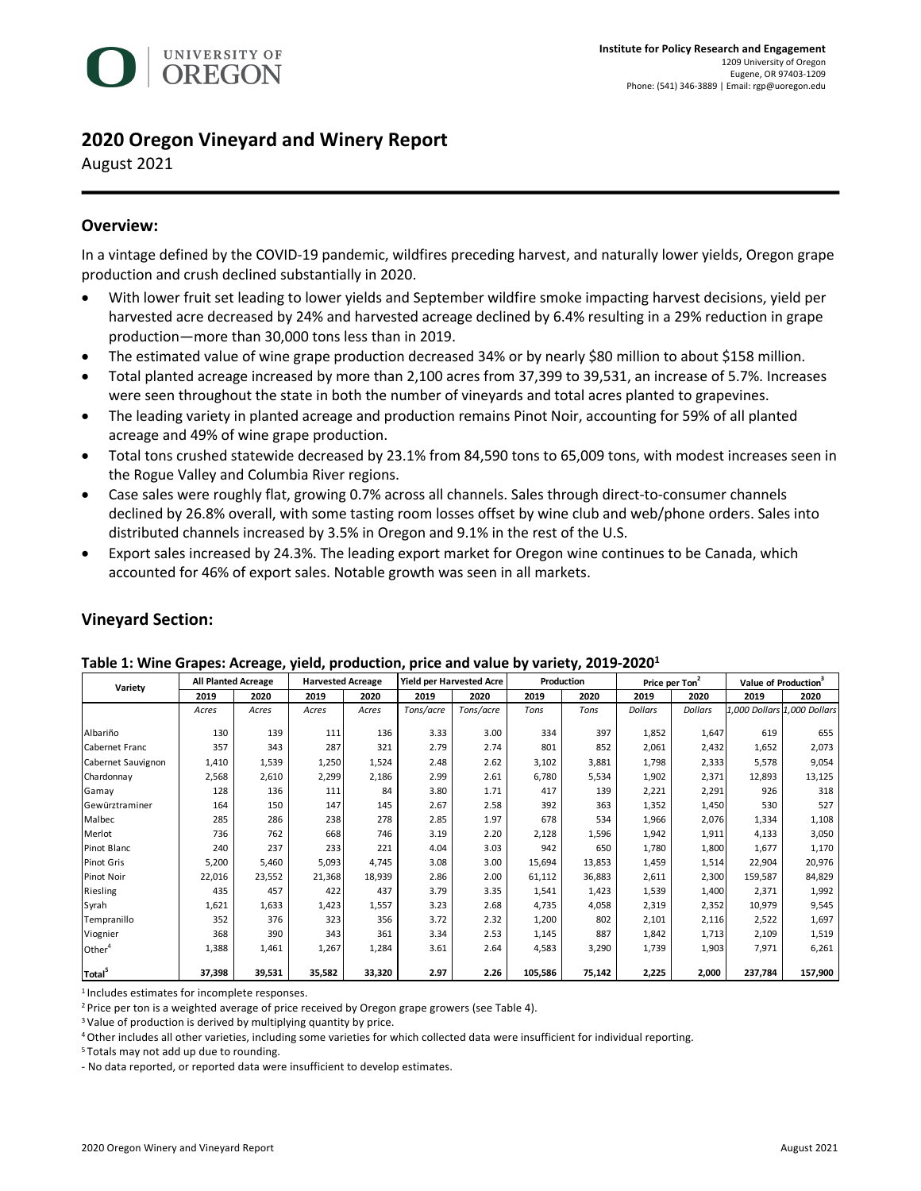UNIVERSITY OF OREGON

**Institute for Policy Research and Engagement**
1209 University of Oregon
Eugene, OR 97403-1209
Phone: (541) 346-3889 | Email: rgp@uoregon.edu

# 2020 Oregon Vineyard and Winery Report

August 2021

## Overview:

In a vintage defined by the COVID-19 pandemic, wildfires preceding harvest, and naturally lower yields, Oregon grape production and crush declined substantially in 2020.

- With lower fruit set leading to lower yields and September wildfire smoke impacting harvest decisions, yield per harvested acre decreased by 24% and harvested acreage declined by 6.4% resulting in a 29% reduction in grape production—more than 30,000 tons less than in 2019.
- The estimated value of wine grape production decreased 34% or by nearly $80 million to about $158 million.
- Total planted acreage increased by more than 2,100 acres from 37,399 to 39,531, an increase of 5.7%. Increases were seen throughout the state in both the number of vineyards and total acres planted to grapevines.
- The leading variety in planted acreage and production remains Pinot Noir, accounting for 59% of all planted acreage and 49% of wine grape production.
- Total tons crushed statewide decreased by 23.1% from 84,590 tons to 65,009 tons, with modest increases seen in the Rogue Valley and Columbia River regions.
- Case sales were roughly flat, growing 0.7% across all channels. Sales through direct-to-consumer channels declined by 26.8% overall, with some tasting room losses offset by wine club and web/phone orders. Sales into distributed channels increased by 3.5% in Oregon and 9.1% in the rest of the U.S.
- Export sales increased by 24.3%. The leading export market for Oregon wine continues to be Canada, which accounted for 46% of export sales. Notable growth was seen in all markets.

## Vineyard Section:

**Table 1: Wine Grapes: Acreage, yield, production, price and value by variety, 2019-2020[1]**

| Variety | All Planted Acreage | | Harvested Acreage | | Yield per Harvested Acre | | Production | | Price per Ton[2] | | Value of Production[3] | |
|---|---|---|---|---|---|---|---|---|---|---|---|---|
| | 2019 | 2020 | 2019 | 2020 | 2019 | 2020 | 2019 | 2020 | 2019 | 2020 | 2019 | 2020 |
| | *Acres* | *Acres* | *Acres* | *Acres* | *Tons/acre* | *Tons/acre* | *Tons* | *Tons* | *Dollars* | *Dollars* | *1,000 Dollars* | *1,000 Dollars* |
| Albariño | 130 | 139 | 111 | 136 | 3.33 | 3.00 | 334 | 397 | 1,852 | 1,647 | 619 | 655 |
| Cabernet Franc | 357 | 343 | 287 | 321 | 2.79 | 2.74 | 801 | 852 | 2,061 | 2,432 | 1,652 | 2,073 |
| Cabernet Sauvignon | 1,410 | 1,539 | 1,250 | 1,524 | 2.48 | 2.62 | 3,102 | 3,881 | 1,798 | 2,333 | 5,578 | 9,054 |
| Chardonnay | 2,568 | 2,610 | 2,299 | 2,186 | 2.99 | 2.61 | 6,780 | 5,534 | 1,902 | 2,371 | 12,893 | 13,125 |
| Gamay | 128 | 136 | 111 | 84 | 3.80 | 1.71 | 417 | 139 | 2,221 | 2,291 | 926 | 318 |
| Gewürztraminer | 164 | 150 | 147 | 145 | 2.67 | 2.58 | 392 | 363 | 1,352 | 1,450 | 530 | 527 |
| Malbec | 285 | 286 | 238 | 278 | 2.85 | 1.97 | 678 | 534 | 1,966 | 2,076 | 1,334 | 1,108 |
| Merlot | 736 | 762 | 668 | 746 | 3.19 | 2.20 | 2,128 | 1,596 | 1,942 | 1,911 | 4,133 | 3,050 |
| Pinot Blanc | 240 | 237 | 233 | 221 | 4.04 | 3.03 | 942 | 650 | 1,780 | 1,800 | 1,677 | 1,170 |
| Pinot Gris | 5,200 | 5,460 | 5,093 | 4,745 | 3.08 | 3.00 | 15,694 | 13,853 | 1,459 | 1,514 | 22,904 | 20,976 |
| Pinot Noir | 22,016 | 23,552 | 21,368 | 18,939 | 2.86 | 2.00 | 61,112 | 36,883 | 2,611 | 2,300 | 159,587 | 84,829 |
| Riesling | 435 | 457 | 422 | 437 | 3.79 | 3.35 | 1,541 | 1,423 | 1,539 | 1,400 | 2,371 | 1,992 |
| Syrah | 1,621 | 1,633 | 1,423 | 1,557 | 3.23 | 2.68 | 4,735 | 4,058 | 2,319 | 2,352 | 10,979 | 9,545 |
| Tempranillo | 352 | 376 | 323 | 356 | 3.72 | 2.32 | 1,200 | 802 | 2,101 | 2,116 | 2,522 | 1,697 |
| Viognier | 368 | 390 | 343 | 361 | 3.34 | 2.53 | 1,145 | 887 | 1,842 | 1,713 | 2,109 | 1,519 |
| Other[4] | 1,388 | 1,461 | 1,267 | 1,284 | 3.61 | 2.64 | 4,583 | 3,290 | 1,739 | 1,903 | 7,971 | 6,261 |
| **Total[5]** | **37,398** | **39,531** | **35,582** | **33,320** | **2.97** | **2.26** | **105,586** | **75,142** | **2,225** | **2,000** | **237,784** | **157,900** |

[1] Includes estimates for incomplete responses.
[2] Price per ton is a weighted average of price received by Oregon grape growers (see Table 4).
[3] Value of production is derived by multiplying quantity by price.
[4] Other includes all other varieties, including some varieties for which collected data were insufficient for individual reporting.
[5] Totals may not add up due to rounding.
- No data reported, or reported data were insufficient to develop estimates.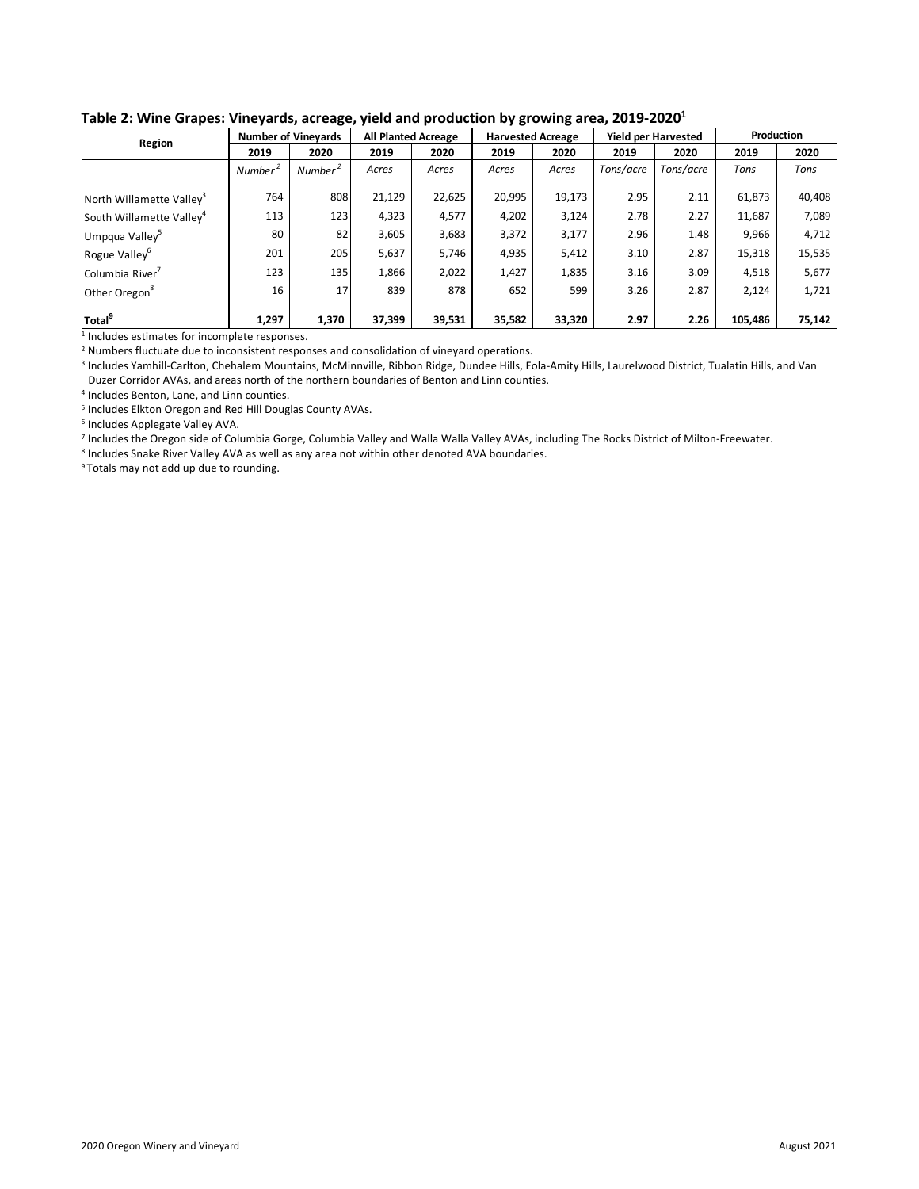## Table 2: Wine Grapes: Vineyards, acreage, yield and production by growing area, 2019-2020[1]

| Region | Number of Vineyards | | All Planted Acreage | | Harvested Acreage | | Yield per Harvested | | Production | |
|---|---|---|---|---|---|---|---|---|---|---|
| | 2019 | 2020 | 2019 | 2020 | 2019 | 2020 | 2019 | 2020 | 2019 | 2020 |
| | *Number*[2] | *Number*[2] | *Acres* | *Acres* | *Acres* | *Acres* | *Tons/acre* | *Tons/acre* | *Tons* | *Tons* |
| North Willamette Valley[3] | 764 | 808 | 21,129 | 22,625 | 20,995 | 19,173 | 2.95 | 2.11 | 61,873 | 40,408 |
| South Willamette Valley[4] | 113 | 123 | 4,323 | 4,577 | 4,202 | 3,124 | 2.78 | 2.27 | 11,687 | 7,089 |
| Umpqua Valley[5] | 80 | 82 | 3,605 | 3,683 | 3,372 | 3,177 | 2.96 | 1.48 | 9,966 | 4,712 |
| Rogue Valley[6] | 201 | 205 | 5,637 | 5,746 | 4,935 | 5,412 | 3.10 | 2.87 | 15,318 | 15,535 |
| Columbia River[7] | 123 | 135 | 1,866 | 2,022 | 1,427 | 1,835 | 3.16 | 3.09 | 4,518 | 5,677 |
| Other Oregon[8] | 16 | 17 | 839 | 878 | 652 | 599 | 3.26 | 2.87 | 2,124 | 1,721 |
| **Total[9]** | **1,297** | **1,370** | **37,399** | **39,531** | **35,582** | **33,320** | **2.97** | **2.26** | **105,486** | **75,142** |

[1] Includes estimates for incomplete responses.

[2] Numbers fluctuate due to inconsistent responses and consolidation of vineyard operations.

[3] Includes Yamhill-Carlton, Chehalem Mountains, McMinnville, Ribbon Ridge, Dundee Hills, Eola-Amity Hills, Laurelwood District, Tualatin Hills, and Van Duzer Corridor AVAs, and areas north of the northern boundaries of Benton and Linn counties.

[4] Includes Benton, Lane, and Linn counties.

[5] Includes Elkton Oregon and Red Hill Douglas County AVAs.

[6] Includes Applegate Valley AVA.

[7] Includes the Oregon side of Columbia Gorge, Columbia Valley and Walla Walla Valley AVAs, including The Rocks District of Milton-Freewater.

[8] Includes Snake River Valley AVA as well as any area not within other denoted AVA boundaries.

[9] Totals may not add up due to rounding.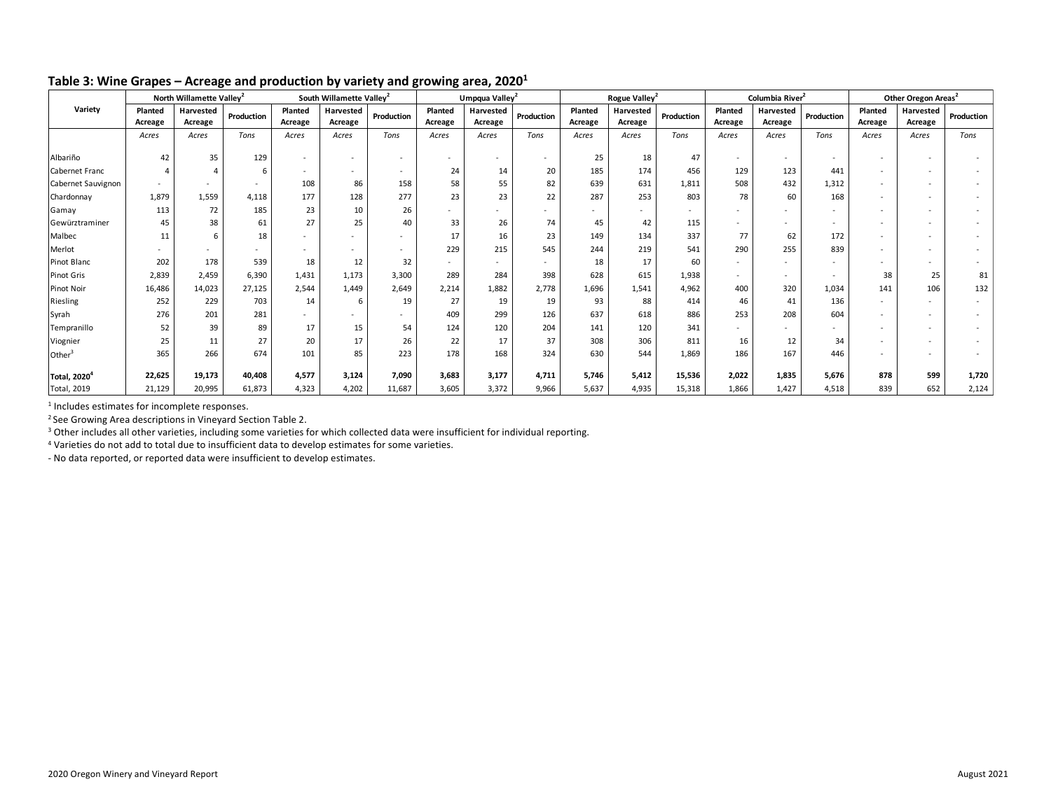## Table 3: Wine Grapes – Acreage and production by variety and growing area, 2020[1]

| Variety | North Willamette Valley[2] | | | South Willamette Valley[2] | | | Umpqua Valley[2] | | | Rogue Valley[2] | | | Columbia River[2] | | | Other Oregon Areas[2] | | |
|---|---|---|---|---|---|---|---|---|---|---|---|---|---|---|---|---|---|---|
| | Planted Acreage | Harvested Acreage | Production | Planted Acreage | Harvested Acreage | Production | Planted Acreage | Harvested Acreage | Production | Planted Acreage | Harvested Acreage | Production | Planted Acreage | Harvested Acreage | Production | Planted Acreage | Harvested Acreage | Production |
| | *Acres* | *Acres* | *Tons* | *Acres* | *Acres* | *Tons* | *Acres* | *Acres* | *Tons* | *Acres* | *Acres* | *Tons* | *Acres* | *Acres* | *Tons* | *Acres* | *Acres* | *Tons* |
| Albariño | 42 | 35 | 129 | - | - | - | - | - | - | 25 | 18 | 47 | - | - | - | - | - | - |
| Cabernet Franc | 4 | 4 | 6 | - | - | - | 24 | 14 | 20 | 185 | 174 | 456 | 129 | 123 | 441 | - | - | - |
| Cabernet Sauvignon | - | - | - | 108 | 86 | 158 | 58 | 55 | 82 | 639 | 631 | 1,811 | 508 | 432 | 1,312 | - | - | - |
| Chardonnay | 1,879 | 1,559 | 4,118 | 177 | 128 | 277 | 23 | 23 | 22 | 287 | 253 | 803 | 78 | 60 | 168 | - | - | - |
| Gamay | 113 | 72 | 185 | 23 | 10 | 26 | - | - | - | - | - | - | - | - | - | - | - | - |
| Gewürztraminer | 45 | 38 | 61 | 27 | 25 | 40 | 33 | 26 | 74 | 45 | 42 | 115 | - | - | - | - | - | - |
| Malbec | 11 | 6 | 18 | - | - | - | 17 | 16 | 23 | 149 | 134 | 337 | 77 | 62 | 172 | - | - | - |
| Merlot | - | - | - | - | - | - | 229 | 215 | 545 | 244 | 219 | 541 | 290 | 255 | 839 | - | - | - |
| Pinot Blanc | 202 | 178 | 539 | 18 | 12 | 32 | - | - | - | 18 | 17 | 60 | - | - | - | - | - | - |
| Pinot Gris | 2,839 | 2,459 | 6,390 | 1,431 | 1,173 | 3,300 | 289 | 284 | 398 | 628 | 615 | 1,938 | - | - | - | 38 | 25 | 81 |
| Pinot Noir | 16,486 | 14,023 | 27,125 | 2,544 | 1,449 | 2,649 | 2,214 | 1,882 | 2,778 | 1,696 | 1,541 | 4,962 | 400 | 320 | 1,034 | 141 | 106 | 132 |
| Riesling | 252 | 229 | 703 | 14 | 6 | 19 | 27 | 19 | 19 | 93 | 88 | 414 | 46 | 41 | 136 | - | - | - |
| Syrah | 276 | 201 | 281 | - | - | - | 409 | 299 | 126 | 637 | 618 | 886 | 253 | 208 | 604 | - | - | - |
| Tempranillo | 52 | 39 | 89 | 17 | 15 | 54 | 124 | 120 | 204 | 141 | 120 | 341 | - | - | - | - | - | - |
| Viognier | 25 | 11 | 27 | 20 | 17 | 26 | 22 | 17 | 37 | 308 | 306 | 811 | 16 | 12 | 34 | - | - | - |
| Other[3] | 365 | 266 | 674 | 101 | 85 | 223 | 178 | 168 | 324 | 630 | 544 | 1,869 | 186 | 167 | 446 | - | - | - |
| **Total, 2020[4]** | **22,625** | **19,173** | **40,408** | **4,577** | **3,124** | **7,090** | **3,683** | **3,177** | **4,711** | **5,746** | **5,412** | **15,536** | **2,022** | **1,835** | **5,676** | **878** | **599** | **1,720** |
| Total, 2019 | 21,129 | 20,995 | 61,873 | 4,323 | 4,202 | 11,687 | 3,605 | 3,372 | 9,966 | 5,637 | 4,935 | 15,318 | 1,866 | 1,427 | 4,518 | 839 | 652 | 2,124 |

[1] Includes estimates for incomplete responses.

[2] See Growing Area descriptions in Vineyard Section Table 2.

[3] Other includes all other varieties, including some varieties for which collected data were insufficient for individual reporting.

[4] Varieties do not add to total due to insufficient data to develop estimates for some varieties.

- No data reported, or reported data were insufficient to develop estimates.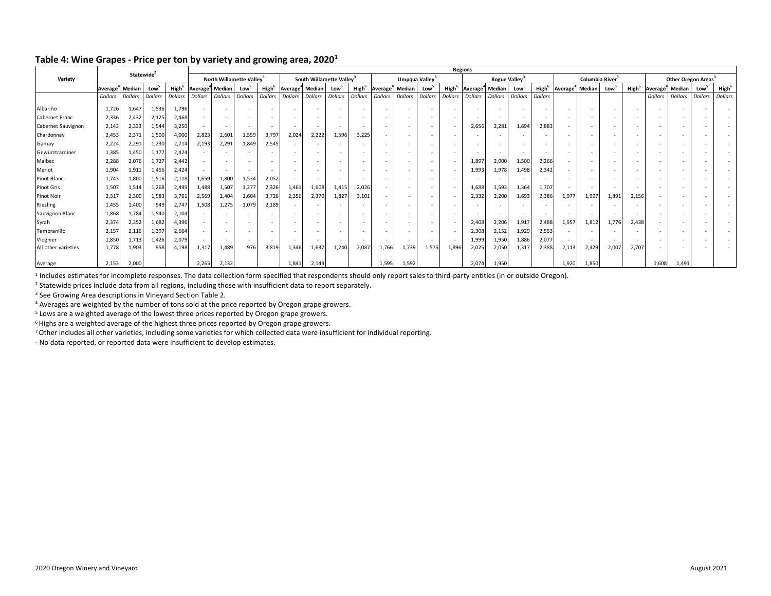## Table 4: Wine Grapes - Price per ton by variety and growing area, 2020[1]

| Variety | Statewide[2] | | | | Regions | | | | | | | | | | | | | | | | | | | | | | | |
|---|---|---|---|---|---|---|---|---|---|---|---|---|---|---|---|---|---|---|---|---|---|---|---|---|---|---|---|---|
| | | | | | North Willamette Valley[3] | | | | South Willamette Valley[3] | | | | Umpqua Valley[3] | | | | Rogue Valley[3] | | | | Columbia River[3] | | | | Other Oregon Areas[3] | | | |
| | Average[4] | Median | Low[5] | High[6] | Average[4] | Median | Low[5] | High[6] | Average[4] | Median | Low[5] | High[6] | Average[4] | Median | Low[5] | High[6] | Average[4] | Median | Low[5] | High[6] | Average[4] | Median | Low[5] | High[6] | Average[4] | Median | Low[5] | High[6] |
| | *Dollars* | *Dollars* | *Dollars* | *Dollars* | *Dollars* | *Dollars* | *Dollars* | *Dollars* | *Dollars* | *Dollars* | *Dollars* | *Dollars* | *Dollars* | *Dollars* | *Dollars* | *Dollars* | *Dollars* | *Dollars* | *Dollars* | *Dollars* | | | | | *Dollars* | *Dollars* | *Dollars* | *Dollars* |
| Albariño | 1,726 | 1,647 | 1,536 | 1,796 | - | - | - | - | - | - | - | - | - | - | - | - | - | - | - | - | - | - | - | - | - | - | - | - |
| Cabernet Franc | 2,336 | 2,432 | 2,125 | 2,468 | - | - | - | - | - | - | - | - | - | - | - | - | - | - | - | - | - | - | - | - | - | - | - | - |
| Cabernet Sauvignon | 2,143 | 2,333 | 1,544 | 3,250 | - | - | - | - | - | - | - | - | - | - | - | - | 2,656 | 2,281 | 1,694 | 2,883 | - | - | - | - | - | - | - | - |
| Chardonnay | 2,453 | 2,371 | 1,500 | 4,000 | 2,823 | 2,601 | 1,559 | 3,797 | 2,024 | 2,222 | 1,596 | 3,225 | - | - | - | - | - | - | - | - | - | - | - | - | - | - | - | - |
| Gamay | 2,224 | 2,291 | 1,230 | 2,714 | 2,193 | 2,291 | 1,849 | 2,545 | - | - | - | - | - | - | - | - | - | - | - | - | - | - | - | - | - | - | - | - |
| Gewürztraminer | 1,385 | 1,450 | 1,177 | 2,424 | - | - | - | - | - | - | - | - | - | - | - | - | - | - | - | - | - | - | - | - | - | - | - | - |
| Malbec | 2,288 | 2,076 | 1,727 | 2,442 | - | - | - | - | - | - | - | - | - | - | - | - | 1,897 | 2,000 | 1,500 | 2,266 | - | - | - | - | - | - | - | - |
| Merlot | 1,904 | 1,911 | 1,456 | 2,424 | - | - | - | - | - | - | - | - | - | - | - | - | 1,993 | 1,978 | 1,498 | 2,342 | - | - | - | - | - | - | - | - |
| Pinot Blanc | 1,743 | 1,800 | 1,516 | 2,118 | 1,659 | 1,800 | 1,534 | 2,052 | - | - | - | - | - | - | - | - | - | - | - | - | - | - | - | - | - | - | - | - |
| Pinot Gris | 1,507 | 1,514 | 1,268 | 2,499 | 1,488 | 1,507 | 1,277 | 2,326 | 1,461 | 1,608 | 1,415 | 2,026 | - | - | - | - | 1,688 | 1,593 | 1,364 | 1,707 | - | - | - | - | - | - | - | - |
| Pinot Noir | 2,317 | 2,300 | 1,583 | 3,761 | 2,569 | 2,404 | 1,604 | 3,726 | 2,356 | 2,370 | 1,827 | 3,101 | - | - | - | - | 2,332 | 2,200 | 1,693 | 2,386 | 1,977 | 1,997 | 1,891 | 2,156 | - | - | - | - |
| Riesling | 1,455 | 1,400 | 949 | 2,747 | 1,508 | 1,275 | 1,079 | 2,189 | - | - | - | - | - | - | - | - | - | - | - | - | - | - | - | - | - | - | - | - |
| Sauvignon Blanc | 1,868 | 1,784 | 1,540 | 2,104 | - | - | - | - | - | - | - | - | - | - | - | - | - | - | - | - | - | - | - | - | - | - | - | - |
| Syrah | 2,374 | 2,352 | 1,682 | 4,396 | - | - | - | - | - | - | - | - | - | - | - | - | 2,408 | 2,206 | 1,917 | 2,488 | 1,957 | 1,812 | 1,776 | 2,438 | - | - | - | - |
| Tempranillo | 2,157 | 2,116 | 1,397 | 2,664 | - | - | - | - | - | - | - | - | - | - | - | - | 2,308 | 2,152 | 1,929 | 2,553 | - | - | - | - | - | - | - | - |
| Viognier | 1,850 | 1,713 | 1,426 | 2,079 | - | - | - | - | - | - | - | - | - | - | - | - | 1,999 | 1,950 | 1,886 | 2,077 | - | - | - | - | - | - | - | - |
| All other varieties | 1,778 | 1,903 | 958 | 4,198 | 1,317 | 1,489 | 976 | 3,819 | 1,346 | 1,637 | 1,240 | 2,087 | 1,766 | 1,739 | 1,575 | 1,896 | 2,025 | 2,050 | 1,317 | 2,388 | 2,113 | 2,429 | 2,007 | 2,707 | - | - | - | - |
| Average | 2,153 | 2,000 | | | 2,265 | 2,132 | | | 1,841 | 2,149 | | | 1,595 | 1,592 | | | 2,074 | 1,950 | | | 1,920 | 1,850 | | | 1,608 | 1,491 | | |

[1] Includes estimates for incomplete responses. The data collection form specified that respondents should only report sales to third-party entities (in or outside Oregon).

[2] Statewide prices include data from all regions, including those with insufficient data to report separately.

[3] See Growing Area descriptions in Vineyard Section Table 2.

[4] Averages are weighted by the number of tons sold at the price reported by Oregon grape growers.

[5] Lows are a weighted average of the lowest three prices reported by Oregon grape growers.

[6] Highs are a weighted average of the highest three prices reported by Oregon grape growers.

[7] Other includes all other varieties, including some varieties for which collected data were insufficient for individual reporting.

\- No data reported, or reported data were insufficient to develop estimates.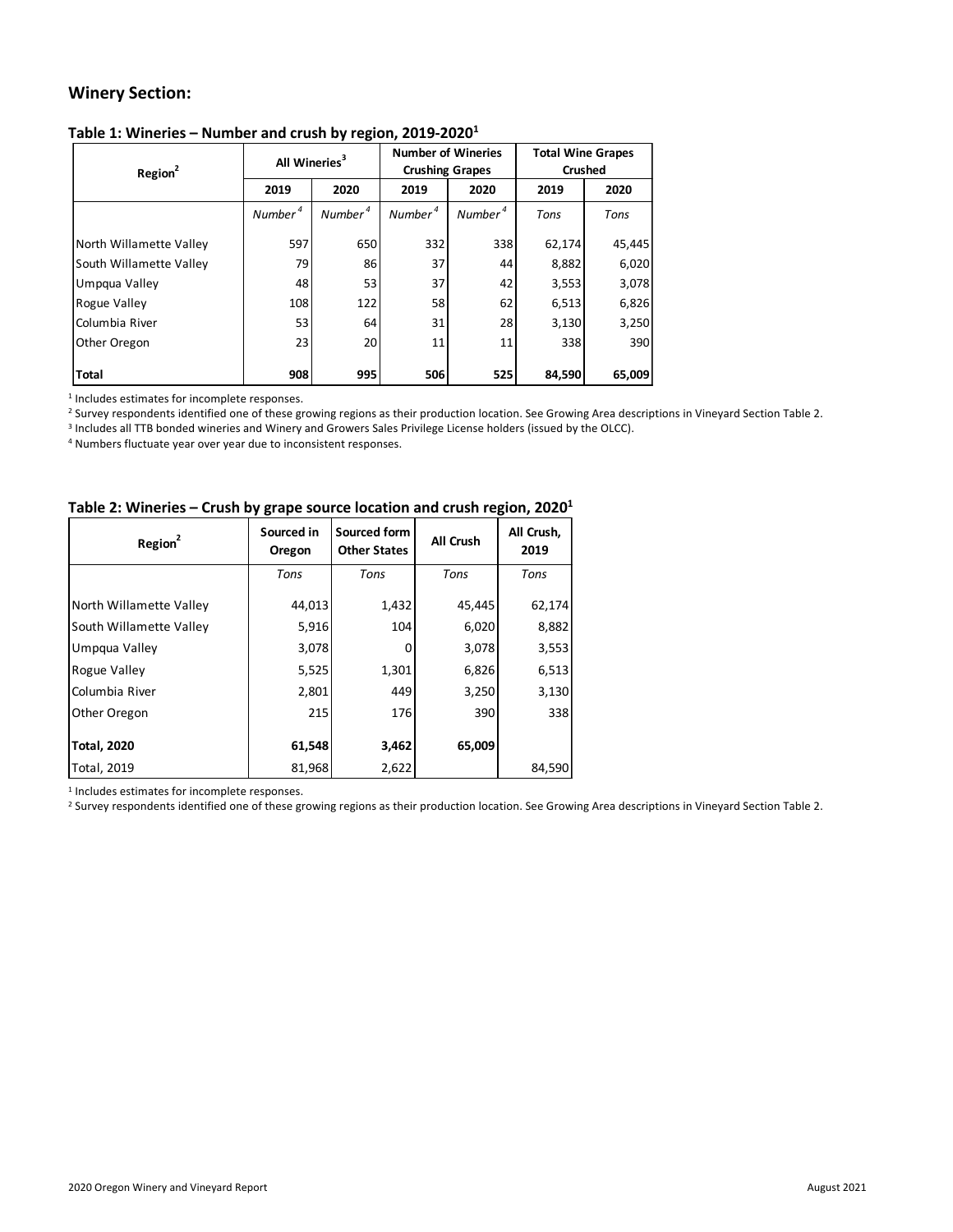## Winery Section:

**Table 1: Wineries – Number and crush by region, 2019-2020[1]**

| Region[2] | All Wineries[3] | | Number of Wineries Crushing Grapes | | Total Wine Grapes Crushed | |
|---|---|---|---|---|---|---|
| | 2019 | 2020 | 2019 | 2020 | 2019 | 2020 |
| | *Number[4]* | *Number[4]* | *Number[4]* | *Number[4]* | *Tons* | *Tons* |
| North Willamette Valley | 597 | 650 | 332 | 338 | 62,174 | 45,445 |
| South Willamette Valley | 79 | 86 | 37 | 44 | 8,882 | 6,020 |
| Umpqua Valley | 48 | 53 | 37 | 42 | 3,553 | 3,078 |
| Rogue Valley | 108 | 122 | 58 | 62 | 6,513 | 6,826 |
| Columbia River | 53 | 64 | 31 | 28 | 3,130 | 3,250 |
| Other Oregon | 23 | 20 | 11 | 11 | 338 | 390 |
| **Total** | **908** | **995** | **506** | **525** | **84,590** | **65,009** |

[1] Includes estimates for incomplete responses.
[2] Survey respondents identified one of these growing regions as their production location. See Growing Area descriptions in Vineyard Section Table 2.
[3] Includes all TTB bonded wineries and Winery and Growers Sales Privilege License holders (issued by the OLCC).
[4] Numbers fluctuate year over year due to inconsistent responses.

**Table 2: Wineries – Crush by grape source location and crush region, 2020[1]**

| Region[2] | Sourced in Oregon | Sourced form Other States | All Crush | All Crush, 2019 |
|---|---|---|---|---|
| | *Tons* | *Tons* | *Tons* | *Tons* |
| North Willamette Valley | 44,013 | 1,432 | 45,445 | 62,174 |
| South Willamette Valley | 5,916 | 104 | 6,020 | 8,882 |
| Umpqua Valley | 3,078 | 0 | 3,078 | 3,553 |
| Rogue Valley | 5,525 | 1,301 | 6,826 | 6,513 |
| Columbia River | 2,801 | 449 | 3,250 | 3,130 |
| Other Oregon | 215 | 176 | 390 | 338 |
| **Total, 2020** | **61,548** | **3,462** | **65,009** | |
| Total, 2019 | 81,968 | 2,622 | | 84,590 |

[1] Includes estimates for incomplete responses.
[2] Survey respondents identified one of these growing regions as their production location. See Growing Area descriptions in Vineyard Section Table 2.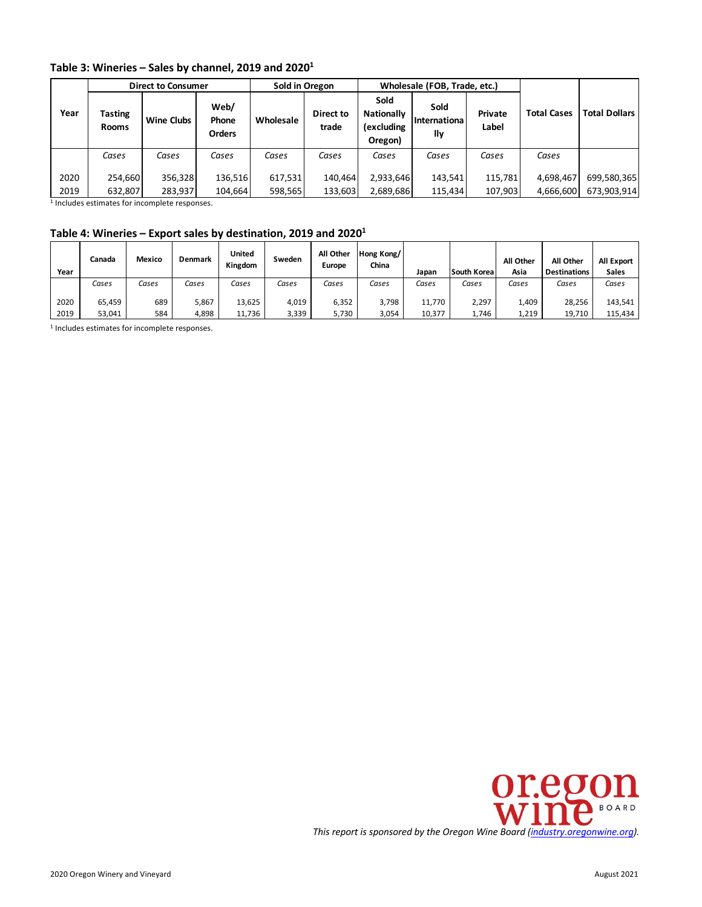### Table 3: Wineries – Sales by channel, 2019 and 2020[1]

| Year | Direct to Consumer | | | Sold in Oregon | | Wholesale (FOB, Trade, etc.) | | | Total Cases | Total Dollars |
|---|---|---|---|---|---|---|---|---|---|---|
| | Tasting Rooms | Wine Clubs | Web/ Phone Orders | Wholesale | Direct to trade | Sold Nationally (excluding Oregon) | Sold Internationally | Private Label | | |
| | *Cases* | *Cases* | *Cases* | *Cases* | *Cases* | *Cases* | *Cases* | *Cases* | *Cases* | |
| 2020 | 254,660 | 356,328 | 136,516 | 617,531 | 140,464 | 2,933,646 | 143,541 | 115,781 | 4,698,467 | 699,580,365 |
| 2019 | 632,807 | 283,937 | 104,664 | 598,565 | 133,603 | 2,689,686 | 115,434 | 107,903 | 4,666,600 | 673,903,914 |

[1] Includes estimates for incomplete responses.

### Table 4: Wineries – Export sales by destination, 2019 and 2020[1]

| Year | Canada | Mexico | Denmark | United Kingdom | Sweden | All Other Europe | Hong Kong/ China | Japan | South Korea | All Other Asia | All Other Destinations | All Export Sales |
|---|---|---|---|---|---|---|---|---|---|---|---|---|
| | *Cases* | *Cases* | *Cases* | *Cases* | *Cases* | *Cases* | *Cases* | *Cases* | *Cases* | *Cases* | *Cases* | *Cases* |
| 2020 | 65,459 | 689 | 5,867 | 13,625 | 4,019 | 6,352 | 3,798 | 11,770 | 2,297 | 1,409 | 28,256 | 143,541 |
| 2019 | 53,041 | 584 | 4,898 | 11,736 | 3,339 | 5,730 | 3,054 | 10,377 | 1,746 | 1,219 | 19,710 | 115,434 |

[1] Includes estimates for incomplete responses.

oregon wine BOARD

*This report is sponsored by the Oregon Wine Board (industry.oregonwine.org).*